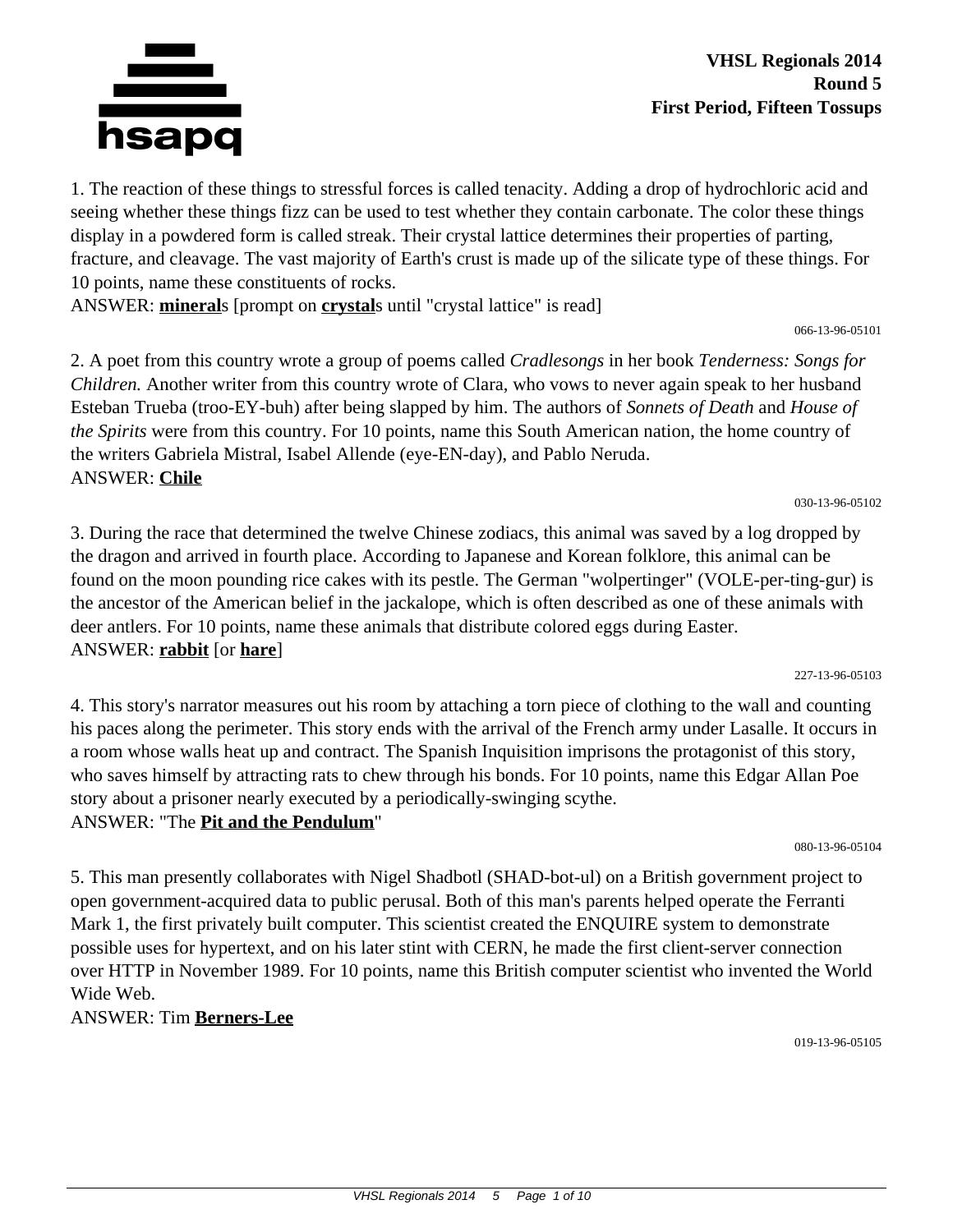**VHSL Regionals 2014**
**Round 5**
**First Period, Fifteen Tossups**

1. The reaction of these things to stressful forces is called tenacity. Adding a drop of hydrochloric acid and seeing whether these things fizz can be used to test whether they contain carbonate. The color these things display in a powdered form is called streak. Their crystal lattice determines their properties of parting, fracture, and cleavage. The vast majority of Earth's crust is made up of the silicate type of these things. For 10 points, name these constituents of rocks.
ANSWER: **minerals** [prompt on **crystals** until "crystal lattice" is read]

066-13-96-05101

2. A poet from this country wrote a group of poems called *Cradlesongs* in her book *Tenderness: Songs for Children.* Another writer from this country wrote of Clara, who vows to never again speak to her husband Esteban Trueba (troo-EY-buh) after being slapped by him. The authors of *Sonnets of Death* and *House of the Spirits* were from this country. For 10 points, name this South American nation, the home country of the writers Gabriela Mistral, Isabel Allende (eye-EN-day), and Pablo Neruda.
ANSWER: **Chile**

030-13-96-05102

3. During the race that determined the twelve Chinese zodiacs, this animal was saved by a log dropped by the dragon and arrived in fourth place. According to Japanese and Korean folklore, this animal can be found on the moon pounding rice cakes with its pestle. The German "wolpertinger" (VOLE-per-ting-gur) is the ancestor of the American belief in the jackalope, which is often described as one of these animals with deer antlers. For 10 points, name these animals that distribute colored eggs during Easter.
ANSWER: **rabbit** [or **hare**]

227-13-96-05103

4. This story's narrator measures out his room by attaching a torn piece of clothing to the wall and counting his paces along the perimeter. This story ends with the arrival of the French army under Lasalle. It occurs in a room whose walls heat up and contract. The Spanish Inquisition imprisons the protagonist of this story, who saves himself by attracting rats to chew through his bonds. For 10 points, name this Edgar Allan Poe story about a prisoner nearly executed by a periodically-swinging scythe.
ANSWER: "The **Pit and the Pendulum**"

080-13-96-05104

5. This man presently collaborates with Nigel Shadbotl (SHAD-bot-ul) on a British government project to open government-acquired data to public perusal. Both of this man's parents helped operate the Ferranti Mark 1, the first privately built computer. This scientist created the ENQUIRE system to demonstrate possible uses for hypertext, and on his later stint with CERN, he made the first client-server connection over HTTP in November 1989. For 10 points, name this British computer scientist who invented the World Wide Web.
ANSWER: Tim **Berners-Lee**

019-13-96-05105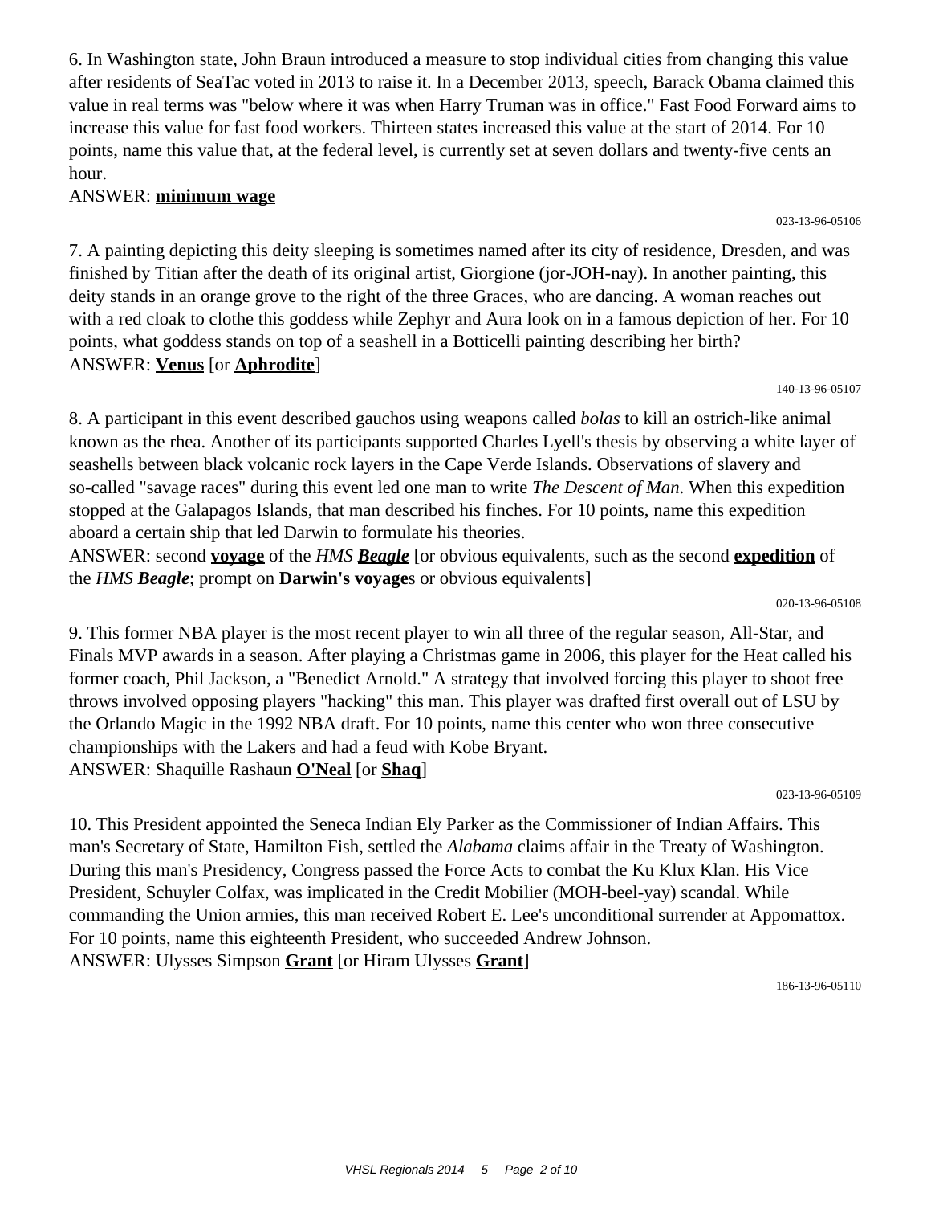6. In Washington state, John Braun introduced a measure to stop individual cities from changing this value after residents of SeaTac voted in 2013 to raise it. In a December 2013, speech, Barack Obama claimed this value in real terms was "below where it was when Harry Truman was in office." Fast Food Forward aims to increase this value for fast food workers. Thirteen states increased this value at the start of 2014. For 10 points, name this value that, at the federal level, is currently set at seven dollars and twenty-five cents an hour.

ANSWER: **minimum wage**

023-13-96-05106

7. A painting depicting this deity sleeping is sometimes named after its city of residence, Dresden, and was finished by Titian after the death of its original artist, Giorgione (jor-JOH-nay). In another painting, this deity stands in an orange grove to the right of the three Graces, who are dancing. A woman reaches out with a red cloak to clothe this goddess while Zephyr and Aura look on in a famous depiction of her. For 10 points, what goddess stands on top of a seashell in a Botticelli painting describing her birth?

ANSWER: **Venus** [or **Aphrodite**]

140-13-96-05107

8. A participant in this event described gauchos using weapons called *bolas* to kill an ostrich-like animal known as the rhea. Another of its participants supported Charles Lyell's thesis by observing a white layer of seashells between black volcanic rock layers in the Cape Verde Islands. Observations of slavery and so-called "savage races" during this event led one man to write *The Descent of Man*. When this expedition stopped at the Galapagos Islands, that man described his finches. For 10 points, name this expedition aboard a certain ship that led Darwin to formulate his theories.

ANSWER: second **voyage** of the *HMS* ***Beagle*** [or obvious equivalents, such as the second **expedition** of the *HMS* ***Beagle***; prompt on **Darwin's voyage**s or obvious equivalents]

020-13-96-05108

9. This former NBA player is the most recent player to win all three of the regular season, All-Star, and Finals MVP awards in a season. After playing a Christmas game in 2006, this player for the Heat called his former coach, Phil Jackson, a "Benedict Arnold." A strategy that involved forcing this player to shoot free throws involved opposing players "hacking" this man. This player was drafted first overall out of LSU by the Orlando Magic in the 1992 NBA draft. For 10 points, name this center who won three consecutive championships with the Lakers and had a feud with Kobe Bryant.

ANSWER: Shaquille Rashaun **O'Neal** [or **Shaq**]

023-13-96-05109

10. This President appointed the Seneca Indian Ely Parker as the Commissioner of Indian Affairs. This man's Secretary of State, Hamilton Fish, settled the *Alabama* claims affair in the Treaty of Washington. During this man's Presidency, Congress passed the Force Acts to combat the Ku Klux Klan. His Vice President, Schuyler Colfax, was implicated in the Credit Mobilier (MOH-beel-yay) scandal. While commanding the Union armies, this man received Robert E. Lee's unconditional surrender at Appomattox. For 10 points, name this eighteenth President, who succeeded Andrew Johnson.

ANSWER: Ulysses Simpson **Grant** [or Hiram Ulysses **Grant**]

186-13-96-05110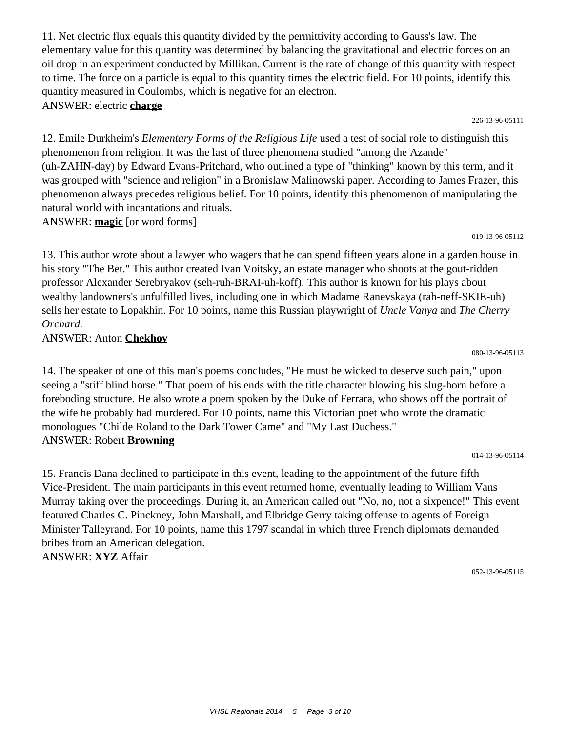11. Net electric flux equals this quantity divided by the permittivity according to Gauss's law. The elementary value for this quantity was determined by balancing the gravitational and electric forces on an oil drop in an experiment conducted by Millikan. Current is the rate of change of this quantity with respect to time. The force on a particle is equal to this quantity times the electric field. For 10 points, identify this quantity measured in Coulombs, which is negative for an electron.
ANSWER: electric **charge**

226-13-96-05111

12. Emile Durkheim's *Elementary Forms of the Religious Life* used a test of social role to distinguish this phenomenon from religion. It was the last of three phenomena studied "among the Azande" (uh-ZAHN-day) by Edward Evans-Pritchard, who outlined a type of "thinking" known by this term, and it was grouped with "science and religion" in a Bronislaw Malinowski paper. According to James Frazer, this phenomenon always precedes religious belief. For 10 points, identify this phenomenon of manipulating the natural world with incantations and rituals.
ANSWER: **magic** [or word forms]

019-13-96-05112

13. This author wrote about a lawyer who wagers that he can spend fifteen years alone in a garden house in his story "The Bet." This author created Ivan Voitsky, an estate manager who shoots at the gout-ridden professor Alexander Serebryakov (seh-ruh-BRAI-uh-koff). This author is known for his plays about wealthy landowners's unfulfilled lives, including one in which Madame Ranevskaya (rah-neff-SKIE-uh) sells her estate to Lopakhin. For 10 points, name this Russian playwright of *Uncle Vanya* and *The Cherry Orchard.*
ANSWER: Anton **Chekhov**

080-13-96-05113

14. The speaker of one of this man's poems concludes, "He must be wicked to deserve such pain," upon seeing a "stiff blind horse." That poem of his ends with the title character blowing his slug-horn before a foreboding structure. He also wrote a poem spoken by the Duke of Ferrara, who shows off the portrait of the wife he probably had murdered. For 10 points, name this Victorian poet who wrote the dramatic monologues "Childe Roland to the Dark Tower Came" and "My Last Duchess."
ANSWER: Robert **Browning**

014-13-96-05114

15. Francis Dana declined to participate in this event, leading to the appointment of the future fifth Vice-President. The main participants in this event returned home, eventually leading to William Vans Murray taking over the proceedings. During it, an American called out "No, no, not a sixpence!" This event featured Charles C. Pinckney, John Marshall, and Elbridge Gerry taking offense to agents of Foreign Minister Talleyrand. For 10 points, name this 1797 scandal in which three French diplomats demanded bribes from an American delegation.
ANSWER: **XYZ** Affair

052-13-96-05115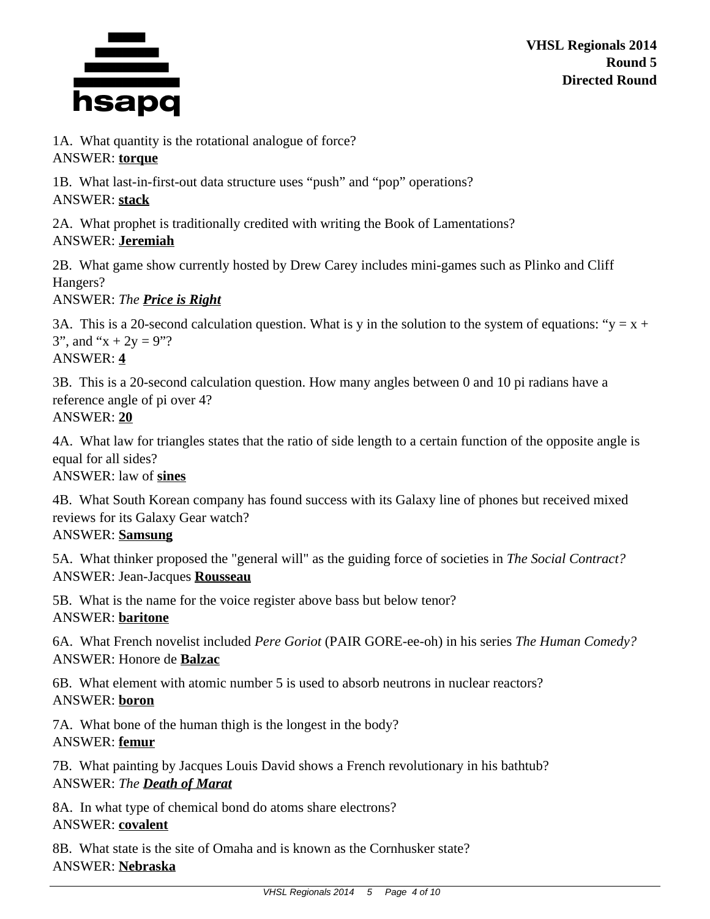VHSL Regionals 2014
Round 5
Directed Round

1A. What quantity is the rotational analogue of force?
ANSWER: **torque**

1B. What last-in-first-out data structure uses "push" and "pop" operations?
ANSWER: **stack**

2A. What prophet is traditionally credited with writing the Book of Lamentations?
ANSWER: **Jeremiah**

2B. What game show currently hosted by Drew Carey includes mini-games such as Plinko and Cliff Hangers?
ANSWER: *The* ***Price is Right***

3A. This is a 20-second calculation question. What is y in the solution to the system of equations: "$y = x + 3$", and "$x + 2y = 9$"?
ANSWER: **4**

3B. This is a 20-second calculation question. How many angles between 0 and 10 pi radians have a reference angle of pi over 4?
ANSWER: **20**

4A. What law for triangles states that the ratio of side length to a certain function of the opposite angle is equal for all sides?
ANSWER: law of **sines**

4B. What South Korean company has found success with its Galaxy line of phones but received mixed reviews for its Galaxy Gear watch?
ANSWER: **Samsung**

5A. What thinker proposed the "general will" as the guiding force of societies in *The Social Contract?*
ANSWER: Jean-Jacques **Rousseau**

5B. What is the name for the voice register above bass but below tenor?
ANSWER: **baritone**

6A. What French novelist included *Pere Goriot* (PAIR GORE-ee-oh) in his series *The Human Comedy?*
ANSWER: Honore de **Balzac**

6B. What element with atomic number 5 is used to absorb neutrons in nuclear reactors?
ANSWER: **boron**

7A. What bone of the human thigh is the longest in the body?
ANSWER: **femur**

7B. What painting by Jacques Louis David shows a French revolutionary in his bathtub?
ANSWER: *The* ***Death of Marat***

8A. In what type of chemical bond do atoms share electrons?
ANSWER: **covalent**

8B. What state is the site of Omaha and is known as the Cornhusker state?
ANSWER: **Nebraska**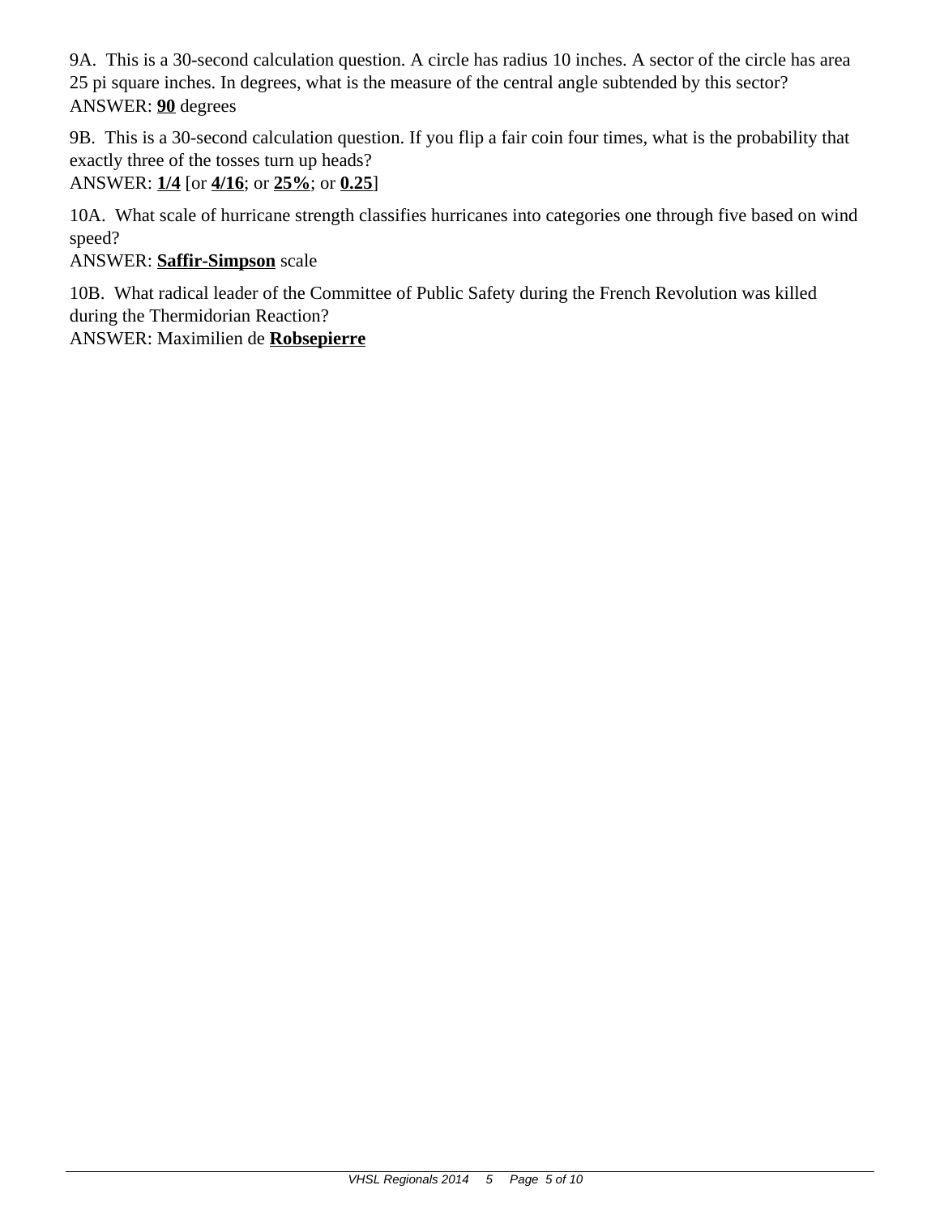9A. This is a 30-second calculation question. A circle has radius 10 inches. A sector of the circle has area 25 pi square inches. In degrees, what is the measure of the central angle subtended by this sector?
ANSWER: **90** degrees

9B. This is a 30-second calculation question. If you flip a fair coin four times, what is the probability that exactly three of the tosses turn up heads?
ANSWER: **1/4** [or **4/16**; or **25%**; or **0.25**]

10A. What scale of hurricane strength classifies hurricanes into categories one through five based on wind speed?
ANSWER: **Saffir-Simpson** scale

10B. What radical leader of the Committee of Public Safety during the French Revolution was killed during the Thermidorian Reaction?
ANSWER: Maximilien de **Robsepierre**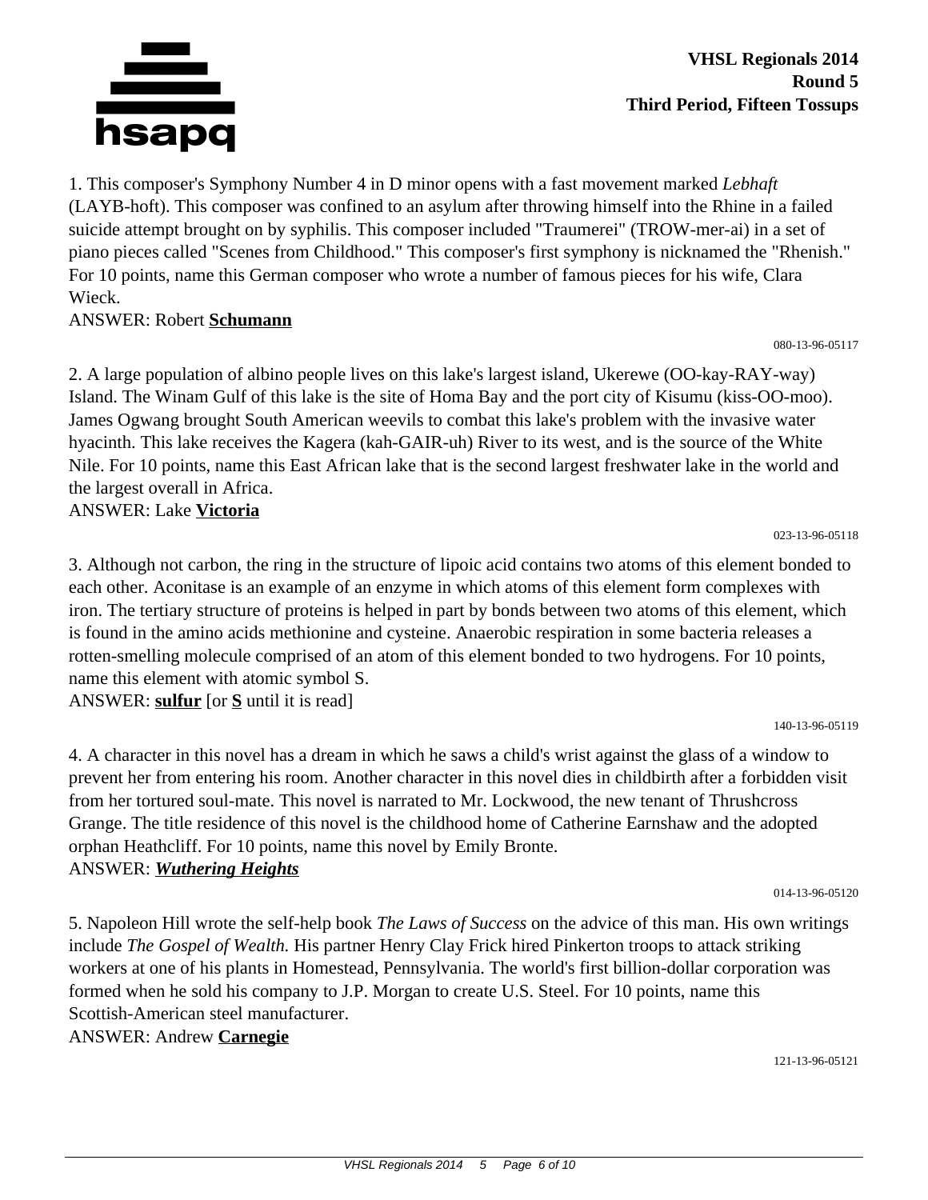**VHSL Regionals 2014**
**Round 5**
**Third Period, Fifteen Tossups**

1. This composer's Symphony Number 4 in D minor opens with a fast movement marked *Lebhaft* (LAYB-hoft). This composer was confined to an asylum after throwing himself into the Rhine in a failed suicide attempt brought on by syphilis. This composer included "Traumerei" (TROW-mer-ai) in a set of piano pieces called "Scenes from Childhood." This composer's first symphony is nicknamed the "Rhenish." For 10 points, name this German composer who wrote a number of famous pieces for his wife, Clara Wieck.
ANSWER: Robert **Schumann**

080-13-96-05117

2. A large population of albino people lives on this lake's largest island, Ukerewe (OO-kay-RAY-way) Island. The Winam Gulf of this lake is the site of Homa Bay and the port city of Kisumu (kiss-OO-moo). James Ogwang brought South American weevils to combat this lake's problem with the invasive water hyacinth. This lake receives the Kagera (kah-GAIR-uh) River to its west, and is the source of the White Nile. For 10 points, name this East African lake that is the second largest freshwater lake in the world and the largest overall in Africa.
ANSWER: Lake **Victoria**

023-13-96-05118

3. Although not carbon, the ring in the structure of lipoic acid contains two atoms of this element bonded to each other. Aconitase is an example of an enzyme in which atoms of this element form complexes with iron. The tertiary structure of proteins is helped in part by bonds between two atoms of this element, which is found in the amino acids methionine and cysteine. Anaerobic respiration in some bacteria releases a rotten-smelling molecule comprised of an atom of this element bonded to two hydrogens. For 10 points, name this element with atomic symbol S.
ANSWER: **sulfur** [or **S** until it is read]

140-13-96-05119

4. A character in this novel has a dream in which he saws a child's wrist against the glass of a window to prevent her from entering his room. Another character in this novel dies in childbirth after a forbidden visit from her tortured soul-mate. This novel is narrated to Mr. Lockwood, the new tenant of Thrushcross Grange. The title residence of this novel is the childhood home of Catherine Earnshaw and the adopted orphan Heathcliff. For 10 points, name this novel by Emily Bronte.
ANSWER: ***Wuthering Heights***

014-13-96-05120

5. Napoleon Hill wrote the self-help book *The Laws of Success* on the advice of this man. His own writings include *The Gospel of Wealth.* His partner Henry Clay Frick hired Pinkerton troops to attack striking workers at one of his plants in Homestead, Pennsylvania. The world's first billion-dollar corporation was formed when he sold his company to J.P. Morgan to create U.S. Steel. For 10 points, name this Scottish-American steel manufacturer.
ANSWER: Andrew **Carnegie**

121-13-96-05121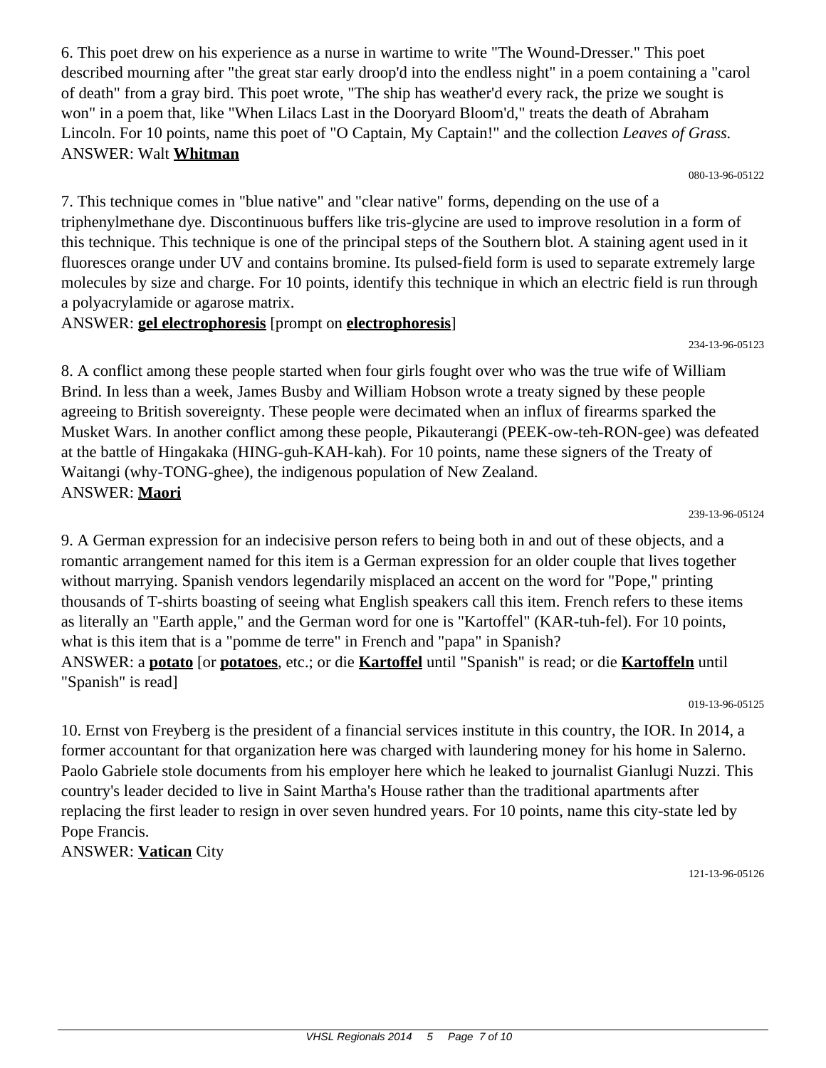6. This poet drew on his experience as a nurse in wartime to write "The Wound-Dresser." This poet described mourning after "the great star early droop'd into the endless night" in a poem containing a "carol of death" from a gray bird. This poet wrote, "The ship has weather'd every rack, the prize we sought is won" in a poem that, like "When Lilacs Last in the Dooryard Bloom'd," treats the death of Abraham Lincoln. For 10 points, name this poet of "O Captain, My Captain!" and the collection *Leaves of Grass.*
ANSWER: Walt **Whitman**

080-13-96-05122

7. This technique comes in "blue native" and "clear native" forms, depending on the use of a triphenylmethane dye. Discontinuous buffers like tris-glycine are used to improve resolution in a form of this technique. This technique is one of the principal steps of the Southern blot. A staining agent used in it fluoresces orange under UV and contains bromine. Its pulsed-field form is used to separate extremely large molecules by size and charge. For 10 points, identify this technique in which an electric field is run through a polyacrylamide or agarose matrix.
ANSWER: **gel electrophoresis** [prompt on **electrophoresis**]

234-13-96-05123

8. A conflict among these people started when four girls fought over who was the true wife of William Brind. In less than a week, James Busby and William Hobson wrote a treaty signed by these people agreeing to British sovereignty. These people were decimated when an influx of firearms sparked the Musket Wars. In another conflict among these people, Pikauterangi (PEEK-ow-teh-RON-gee) was defeated at the battle of Hingakaka (HING-guh-KAH-kah). For 10 points, name these signers of the Treaty of Waitangi (why-TONG-ghee), the indigenous population of New Zealand.
ANSWER: **Maori**

239-13-96-05124

9. A German expression for an indecisive person refers to being both in and out of these objects, and a romantic arrangement named for this item is a German expression for an older couple that lives together without marrying. Spanish vendors legendarily misplaced an accent on the word for "Pope," printing thousands of T-shirts boasting of seeing what English speakers call this item. French refers to these items as literally an "Earth apple," and the German word for one is "Kartoffel" (KAR-tuh-fel). For 10 points, what is this item that is a "pomme de terre" in French and "papa" in Spanish?
ANSWER: a **potato** [or **potatoes**, etc.; or die **Kartoffel** until "Spanish" is read; or die **Kartoffeln** until "Spanish" is read]

019-13-96-05125

10. Ernst von Freyberg is the president of a financial services institute in this country, the IOR. In 2014, a former accountant for that organization here was charged with laundering money for his home in Salerno. Paolo Gabriele stole documents from his employer here which he leaked to journalist Gianlugi Nuzzi. This country's leader decided to live in Saint Martha's House rather than the traditional apartments after replacing the first leader to resign in over seven hundred years. For 10 points, name this city-state led by Pope Francis.
ANSWER: **Vatican** City

121-13-96-05126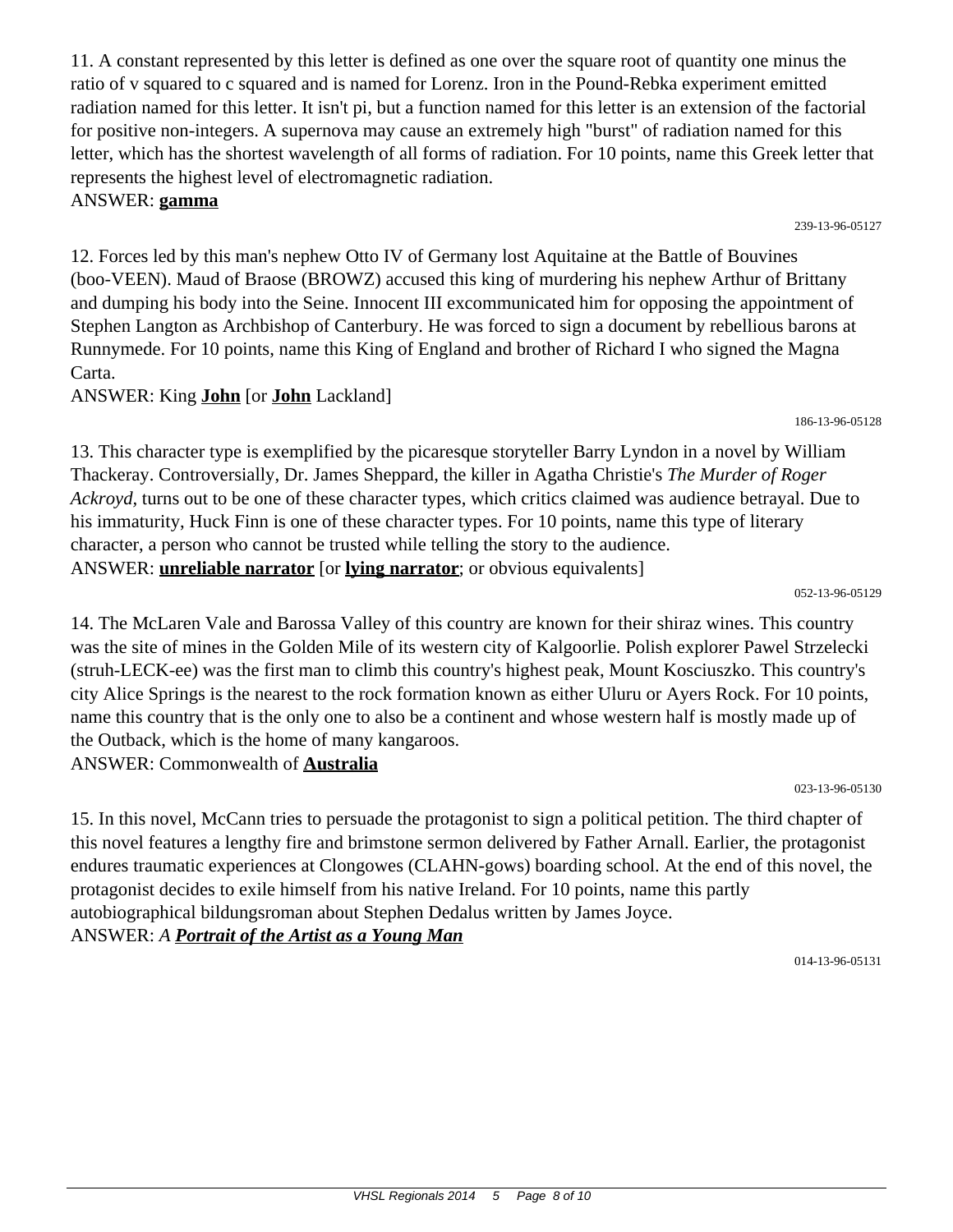11. A constant represented by this letter is defined as one over the square root of quantity one minus the ratio of v squared to c squared and is named for Lorenz. Iron in the Pound-Rebka experiment emitted radiation named for this letter. It isn't pi, but a function named for this letter is an extension of the factorial for positive non-integers. A supernova may cause an extremely high "burst" of radiation named for this letter, which has the shortest wavelength of all forms of radiation. For 10 points, name this Greek letter that represents the highest level of electromagnetic radiation.
ANSWER: **gamma**

239-13-96-05127

12. Forces led by this man's nephew Otto IV of Germany lost Aquitaine at the Battle of Bouvines (boo-VEEN). Maud of Braose (BROWZ) accused this king of murdering his nephew Arthur of Brittany and dumping his body into the Seine. Innocent III excommunicated him for opposing the appointment of Stephen Langton as Archbishop of Canterbury. He was forced to sign a document by rebellious barons at Runnymede. For 10 points, name this King of England and brother of Richard I who signed the Magna Carta.
ANSWER: King **John** [or **John** Lackland]

186-13-96-05128

13. This character type is exemplified by the picaresque storyteller Barry Lyndon in a novel by William Thackeray. Controversially, Dr. James Sheppard, the killer in Agatha Christie's *The Murder of Roger Ackroyd,* turns out to be one of these character types, which critics claimed was audience betrayal. Due to his immaturity, Huck Finn is one of these character types. For 10 points, name this type of literary character, a person who cannot be trusted while telling the story to the audience.
ANSWER: **unreliable narrator** [or **lying narrator**; or obvious equivalents]

052-13-96-05129

14. The McLaren Vale and Barossa Valley of this country are known for their shiraz wines. This country was the site of mines in the Golden Mile of its western city of Kalgoorlie. Polish explorer Pawel Strzelecki (struh-LECK-ee) was the first man to climb this country's highest peak, Mount Kosciuszko. This country's city Alice Springs is the nearest to the rock formation known as either Uluru or Ayers Rock. For 10 points, name this country that is the only one to also be a continent and whose western half is mostly made up of the Outback, which is the home of many kangaroos.
ANSWER: Commonwealth of **Australia**

023-13-96-05130

15. In this novel, McCann tries to persuade the protagonist to sign a political petition. The third chapter of this novel features a lengthy fire and brimstone sermon delivered by Father Arnall. Earlier, the protagonist endures traumatic experiences at Clongowes (CLAHN-gows) boarding school. At the end of this novel, the protagonist decides to exile himself from his native Ireland. For 10 points, name this partly autobiographical bildungsroman about Stephen Dedalus written by James Joyce.
ANSWER: *A **Portrait of the Artist as a Young Man***

014-13-96-05131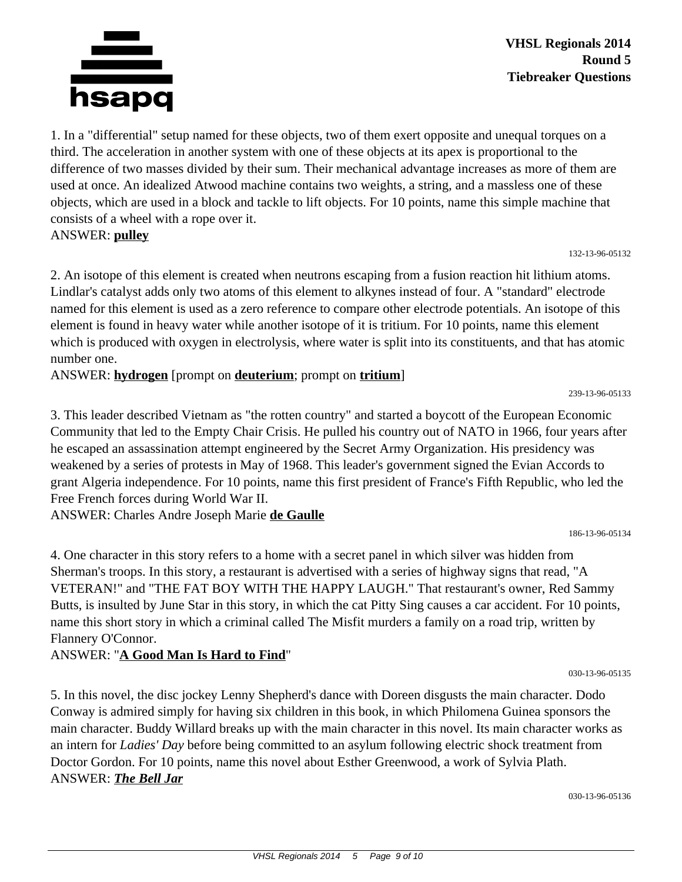**VHSL Regionals 2014**
**Round 5**
**Tiebreaker Questions**

1. In a "differential" setup named for these objects, two of them exert opposite and unequal torques on a third. The acceleration in another system with one of these objects at its apex is proportional to the difference of two masses divided by their sum. Their mechanical advantage increases as more of them are used at once. An idealized Atwood machine contains two weights, a string, and a massless one of these objects, which are used in a block and tackle to lift objects. For 10 points, name this simple machine that consists of a wheel with a rope over it.
ANSWER: **pulley**

132-13-96-05132

2. An isotope of this element is created when neutrons escaping from a fusion reaction hit lithium atoms. Lindlar's catalyst adds only two atoms of this element to alkynes instead of four. A "standard" electrode named for this element is used as a zero reference to compare other electrode potentials. An isotope of this element is found in heavy water while another isotope of it is tritium. For 10 points, name this element which is produced with oxygen in electrolysis, where water is split into its constituents, and that has atomic number one.
ANSWER: **hydrogen** [prompt on **deuterium**; prompt on **tritium**]

239-13-96-05133

3. This leader described Vietnam as "the rotten country" and started a boycott of the European Economic Community that led to the Empty Chair Crisis. He pulled his country out of NATO in 1966, four years after he escaped an assassination attempt engineered by the Secret Army Organization. His presidency was weakened by a series of protests in May of 1968. This leader's government signed the Evian Accords to grant Algeria independence. For 10 points, name this first president of France's Fifth Republic, who led the Free French forces during World War II.
ANSWER: Charles Andre Joseph Marie **de Gaulle**

186-13-96-05134

4. One character in this story refers to a home with a secret panel in which silver was hidden from Sherman's troops. In this story, a restaurant is advertised with a series of highway signs that read, "A VETERAN!" and "THE FAT BOY WITH THE HAPPY LAUGH." That restaurant's owner, Red Sammy Butts, is insulted by June Star in this story, in which the cat Pitty Sing causes a car accident. For 10 points, name this short story in which a criminal called The Misfit murders a family on a road trip, written by Flannery O'Connor.
ANSWER: "**A Good Man Is Hard to Find**"

030-13-96-05135

5. In this novel, the disc jockey Lenny Shepherd's dance with Doreen disgusts the main character. Dodo Conway is admired simply for having six children in this book, in which Philomena Guinea sponsors the main character. Buddy Willard breaks up with the main character in this novel. Its main character works as an intern for *Ladies' Day* before being committed to an asylum following electric shock treatment from Doctor Gordon. For 10 points, name this novel about Esther Greenwood, a work of Sylvia Plath.
ANSWER: ***The Bell Jar***

030-13-96-05136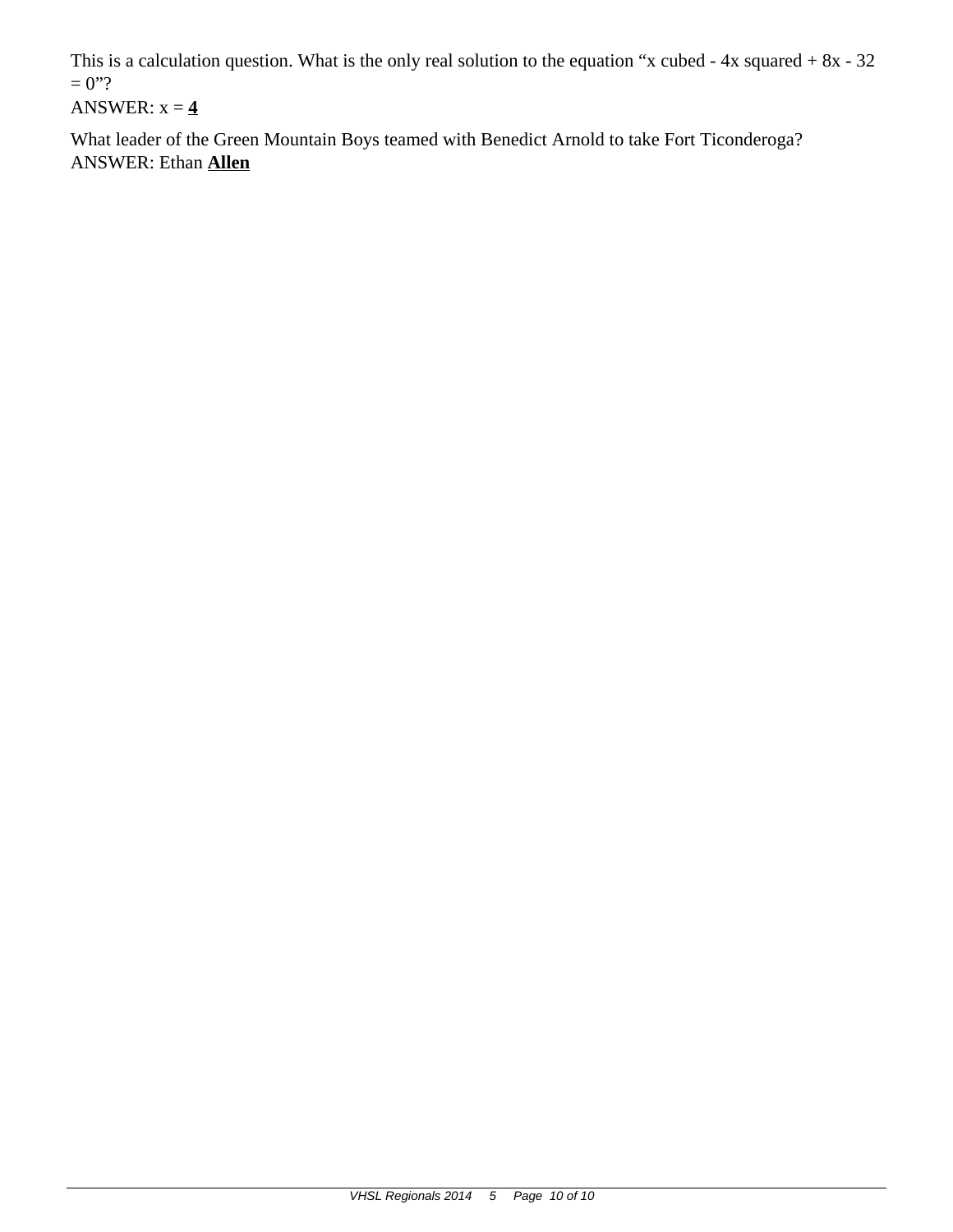This is a calculation question. What is the only real solution to the equation “x cubed - 4x squared + 8x - 32 = 0”?

ANSWER: x = **4**

What leader of the Green Mountain Boys teamed with Benedict Arnold to take Fort Ticonderoga?

ANSWER: Ethan **Allen**